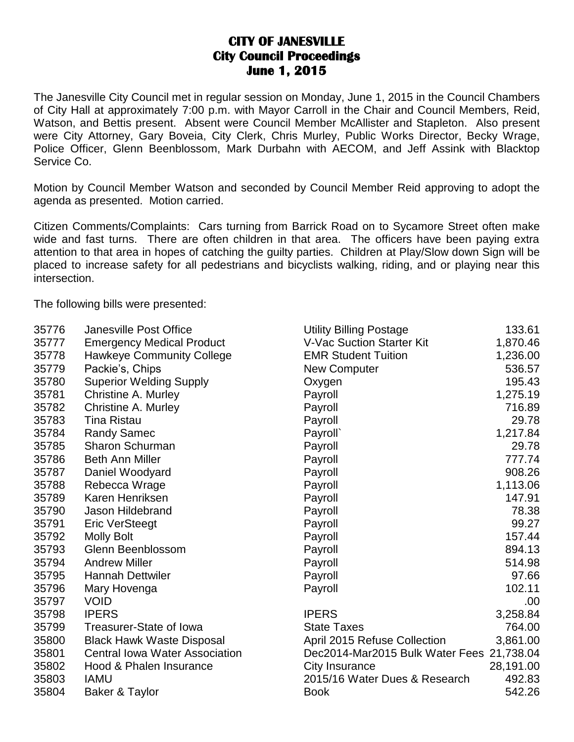# CITY OF JANESVILLE
## City Council Proceedings
## June 1, 2015

The Janesville City Council met in regular session on Monday, June 1, 2015 in the Council Chambers of City Hall at approximately 7:00 p.m. with Mayor Carroll in the Chair and Council Members, Reid, Watson, and Bettis present. Absent were Council Member McAllister and Stapleton. Also present were City Attorney, Gary Boveia, City Clerk, Chris Murley, Public Works Director, Becky Wrage, Police Officer, Glenn Beenblossom, Mark Durbahn with AECOM, and Jeff Assink with Blacktop Service Co.

Motion by Council Member Watson and seconded by Council Member Reid approving to adopt the agenda as presented. Motion carried.

Citizen Comments/Complaints: Cars turning from Barrick Road on to Sycamore Street often make wide and fast turns. There are often children in that area. The officers have been paying extra attention to that area in hopes of catching the guilty parties. Children at Play/Slow down Sign will be placed to increase safety for all pedestrians and bicyclists walking, riding, and or playing near this intersection.

The following bills were presented:

| | | | |
|---|---|---|---|
| 35776 | Janesville Post Office | Utility Billing Postage | 133.61 |
| 35777 | Emergency Medical Product | V-Vac Suction Starter Kit | 1,870.46 |
| 35778 | Hawkeye Community College | EMR Student Tuition | 1,236.00 |
| 35779 | Packie's, Chips | New Computer | 536.57 |
| 35780 | Superior Welding Supply | Oxygen | 195.43 |
| 35781 | Christine A. Murley | Payroll | 1,275.19 |
| 35782 | Christine A. Murley | Payroll | 716.89 |
| 35783 | Tina Ristau | Payroll | 29.78 |
| 35784 | Randy Samec | Payroll` | 1,217.84 |
| 35785 | Sharon Schurman | Payroll | 29.78 |
| 35786 | Beth Ann Miller | Payroll | 777.74 |
| 35787 | Daniel Woodyard | Payroll | 908.26 |
| 35788 | Rebecca Wrage | Payroll | 1,113.06 |
| 35789 | Karen Henriksen | Payroll | 147.91 |
| 35790 | Jason Hildebrand | Payroll | 78.38 |
| 35791 | Eric VerSteegt | Payroll | 99.27 |
| 35792 | Molly Bolt | Payroll | 157.44 |
| 35793 | Glenn Beenblossom | Payroll | 894.13 |
| 35794 | Andrew Miller | Payroll | 514.98 |
| 35795 | Hannah Dettwiler | Payroll | 97.66 |
| 35796 | Mary Hovenga | Payroll | 102.11 |
| 35797 | VOID | | .00 |
| 35798 | IPERS | IPERS | 3,258.84 |
| 35799 | Treasurer-State of Iowa | State Taxes | 764.00 |
| 35800 | Black Hawk Waste Disposal | April 2015 Refuse Collection | 3,861.00 |
| 35801 | Central Iowa Water Association | Dec2014-Mar2015 Bulk Water Fees | 21,738.04 |
| 35802 | Hood & Phalen Insurance | City Insurance | 28,191.00 |
| 35803 | IAMU | 2015/16 Water Dues & Research | 492.83 |
| 35804 | Baker & Taylor | Book | 542.26 |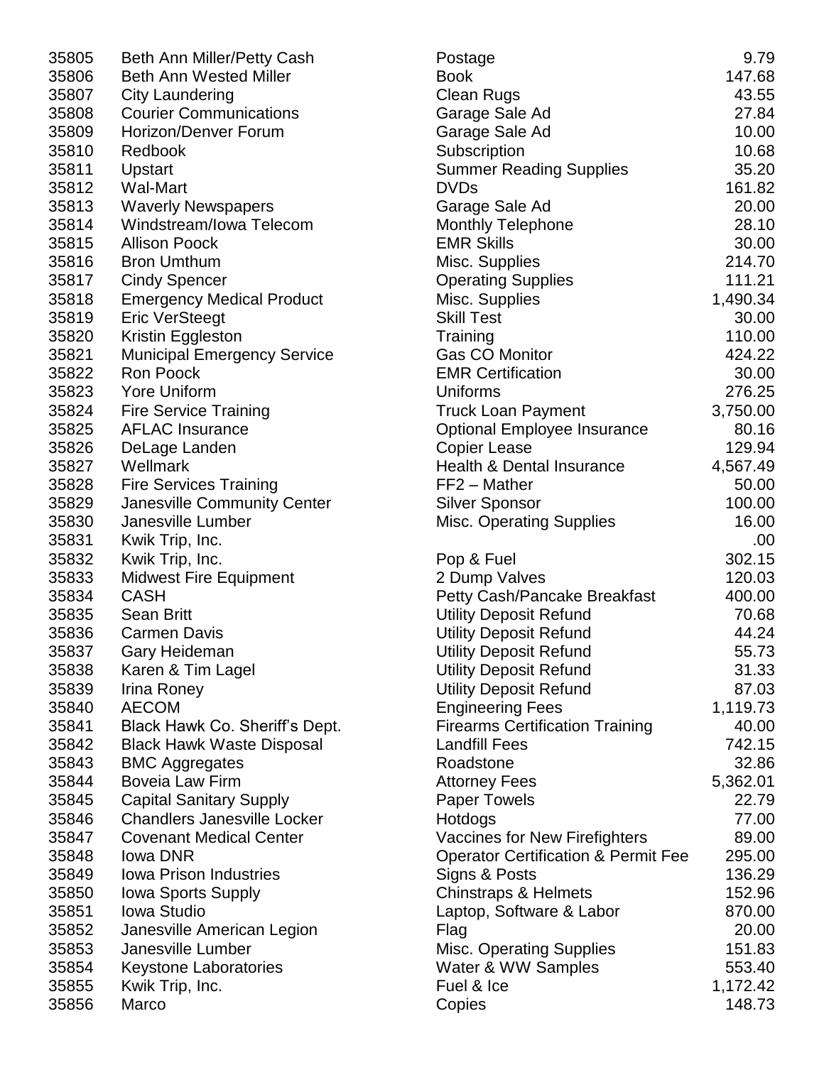| | | | |
|---|---|---|---|
| 35805 | Beth Ann Miller/Petty Cash | Postage | 9.79 |
| 35806 | Beth Ann Wested Miller | Book | 147.68 |
| 35807 | City Laundering | Clean Rugs | 43.55 |
| 35808 | Courier Communications | Garage Sale Ad | 27.84 |
| 35809 | Horizon/Denver Forum | Garage Sale Ad | 10.00 |
| 35810 | Redbook | Subscription | 10.68 |
| 35811 | Upstart | Summer Reading Supplies | 35.20 |
| 35812 | Wal-Mart | DVDs | 161.82 |
| 35813 | Waverly Newspapers | Garage Sale Ad | 20.00 |
| 35814 | Windstream/Iowa Telecom | Monthly Telephone | 28.10 |
| 35815 | Allison Poock | EMR Skills | 30.00 |
| 35816 | Bron Umthum | Misc. Supplies | 214.70 |
| 35817 | Cindy Spencer | Operating Supplies | 111.21 |
| 35818 | Emergency Medical Product | Misc. Supplies | 1,490.34 |
| 35819 | Eric VerSteegt | Skill Test | 30.00 |
| 35820 | Kristin Eggleston | Training | 110.00 |
| 35821 | Municipal Emergency Service | Gas CO Monitor | 424.22 |
| 35822 | Ron Poock | EMR Certification | 30.00 |
| 35823 | Yore Uniform | Uniforms | 276.25 |
| 35824 | Fire Service Training | Truck Loan Payment | 3,750.00 |
| 35825 | AFLAC Insurance | Optional Employee Insurance | 80.16 |
| 35826 | DeLage Landen | Copier Lease | 129.94 |
| 35827 | Wellmark | Health & Dental Insurance | 4,567.49 |
| 35828 | Fire Services Training | FF2 – Mather | 50.00 |
| 35829 | Janesville Community Center | Silver Sponsor | 100.00 |
| 35830 | Janesville Lumber | Misc. Operating Supplies | 16.00 |
| 35831 | Kwik Trip, Inc. | | .00 |
| 35832 | Kwik Trip, Inc. | Pop & Fuel | 302.15 |
| 35833 | Midwest Fire Equipment | 2 Dump Valves | 120.03 |
| 35834 | CASH | Petty Cash/Pancake Breakfast | 400.00 |
| 35835 | Sean Britt | Utility Deposit Refund | 70.68 |
| 35836 | Carmen Davis | Utility Deposit Refund | 44.24 |
| 35837 | Gary Heideman | Utility Deposit Refund | 55.73 |
| 35838 | Karen & Tim Lagel | Utility Deposit Refund | 31.33 |
| 35839 | Irina Roney | Utility Deposit Refund | 87.03 |
| 35840 | AECOM | Engineering Fees | 1,119.73 |
| 35841 | Black Hawk Co. Sheriff's Dept. | Firearms Certification Training | 40.00 |
| 35842 | Black Hawk Waste Disposal | Landfill Fees | 742.15 |
| 35843 | BMC Aggregates | Roadstone | 32.86 |
| 35844 | Boveia Law Firm | Attorney Fees | 5,362.01 |
| 35845 | Capital Sanitary Supply | Paper Towels | 22.79 |
| 35846 | Chandlers Janesville Locker | Hotdogs | 77.00 |
| 35847 | Covenant Medical Center | Vaccines for New Firefighters | 89.00 |
| 35848 | Iowa DNR | Operator Certification & Permit Fee | 295.00 |
| 35849 | Iowa Prison Industries | Signs & Posts | 136.29 |
| 35850 | Iowa Sports Supply | Chinstraps & Helmets | 152.96 |
| 35851 | Iowa Studio | Laptop, Software & Labor | 870.00 |
| 35852 | Janesville American Legion | Flag | 20.00 |
| 35853 | Janesville Lumber | Misc. Operating Supplies | 151.83 |
| 35854 | Keystone Laboratories | Water & WW Samples | 553.40 |
| 35855 | Kwik Trip, Inc. | Fuel & Ice | 1,172.42 |
| 35856 | Marco | Copies | 148.73 |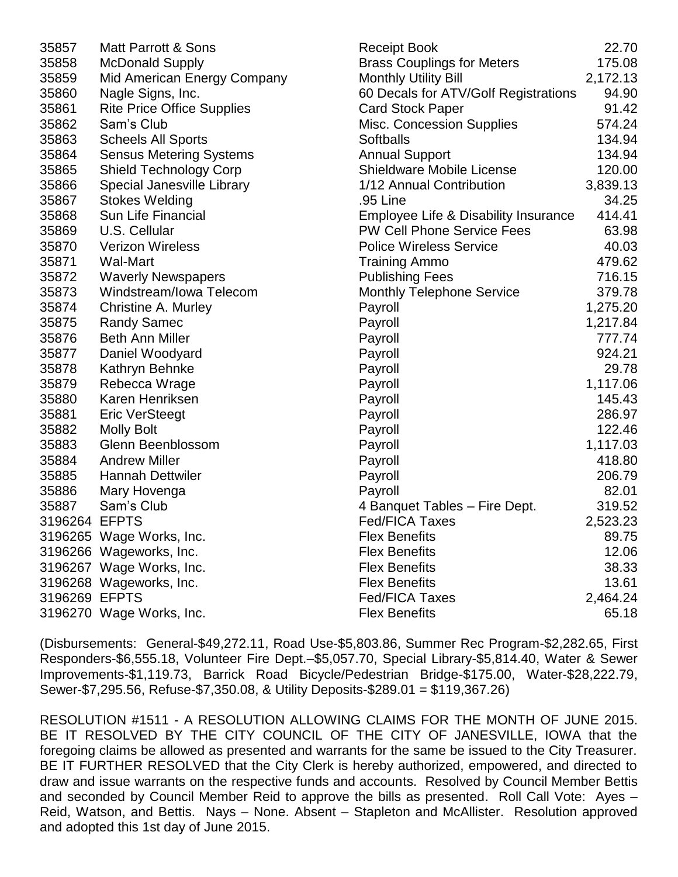| | | | |
|---|---|---|---|
| 35857 | Matt Parrott & Sons | Receipt Book | 22.70 |
| 35858 | McDonald Supply | Brass Couplings for Meters | 175.08 |
| 35859 | Mid American Energy Company | Monthly Utility Bill | 2,172.13 |
| 35860 | Nagle Signs, Inc. | 60 Decals for ATV/Golf Registrations | 94.90 |
| 35861 | Rite Price Office Supplies | Card Stock Paper | 91.42 |
| 35862 | Sam's Club | Misc. Concession Supplies | 574.24 |
| 35863 | Scheels All Sports | Softballs | 134.94 |
| 35864 | Sensus Metering Systems | Annual Support | 134.94 |
| 35865 | Shield Technology Corp | Shieldware Mobile License | 120.00 |
| 35866 | Special Janesville Library | 1/12 Annual Contribution | 3,839.13 |
| 35867 | Stokes Welding | .95 Line | 34.25 |
| 35868 | Sun Life Financial | Employee Life & Disability Insurance | 414.41 |
| 35869 | U.S. Cellular | PW Cell Phone Service Fees | 63.98 |
| 35870 | Verizon Wireless | Police Wireless Service | 40.03 |
| 35871 | Wal-Mart | Training Ammo | 479.62 |
| 35872 | Waverly Newspapers | Publishing Fees | 716.15 |
| 35873 | Windstream/Iowa Telecom | Monthly Telephone Service | 379.78 |
| 35874 | Christine A. Murley | Payroll | 1,275.20 |
| 35875 | Randy Samec | Payroll | 1,217.84 |
| 35876 | Beth Ann Miller | Payroll | 777.74 |
| 35877 | Daniel Woodyard | Payroll | 924.21 |
| 35878 | Kathryn Behnke | Payroll | 29.78 |
| 35879 | Rebecca Wrage | Payroll | 1,117.06 |
| 35880 | Karen Henriksen | Payroll | 145.43 |
| 35881 | Eric VerSteegt | Payroll | 286.97 |
| 35882 | Molly Bolt | Payroll | 122.46 |
| 35883 | Glenn Beenblossom | Payroll | 1,117.03 |
| 35884 | Andrew Miller | Payroll | 418.80 |
| 35885 | Hannah Dettwiler | Payroll | 206.79 |
| 35886 | Mary Hovenga | Payroll | 82.01 |
| 35887 | Sam's Club | 4 Banquet Tables – Fire Dept. | 319.52 |
| 3196264 | EFPTS | Fed/FICA Taxes | 2,523.23 |
| 3196265 | Wage Works, Inc. | Flex Benefits | 89.75 |
| 3196266 | Wageworks, Inc. | Flex Benefits | 12.06 |
| 3196267 | Wage Works, Inc. | Flex Benefits | 38.33 |
| 3196268 | Wageworks, Inc. | Flex Benefits | 13.61 |
| 3196269 | EFPTS | Fed/FICA Taxes | 2,464.24 |
| 3196270 | Wage Works, Inc. | Flex Benefits | 65.18 |

(Disbursements: General-$49,272.11, Road Use-$5,803.86, Summer Rec Program-$2,282.65, First Responders-$6,555.18, Volunteer Fire Dept.–$5,057.70, Special Library-$5,814.40, Water & Sewer Improvements-$1,119.73, Barrick Road Bicycle/Pedestrian Bridge-$175.00, Water-$28,222.79, Sewer-$7,295.56, Refuse-$7,350.08, & Utility Deposits-$289.01 = $119,367.26)

RESOLUTION #1511 - A RESOLUTION ALLOWING CLAIMS FOR THE MONTH OF JUNE 2015. BE IT RESOLVED BY THE CITY COUNCIL OF THE CITY OF JANESVILLE, IOWA that the foregoing claims be allowed as presented and warrants for the same be issued to the City Treasurer. BE IT FURTHER RESOLVED that the City Clerk is hereby authorized, empowered, and directed to draw and issue warrants on the respective funds and accounts. Resolved by Council Member Bettis and seconded by Council Member Reid to approve the bills as presented. Roll Call Vote: Ayes – Reid, Watson, and Bettis. Nays – None. Absent – Stapleton and McAllister. Resolution approved and adopted this 1st day of June 2015.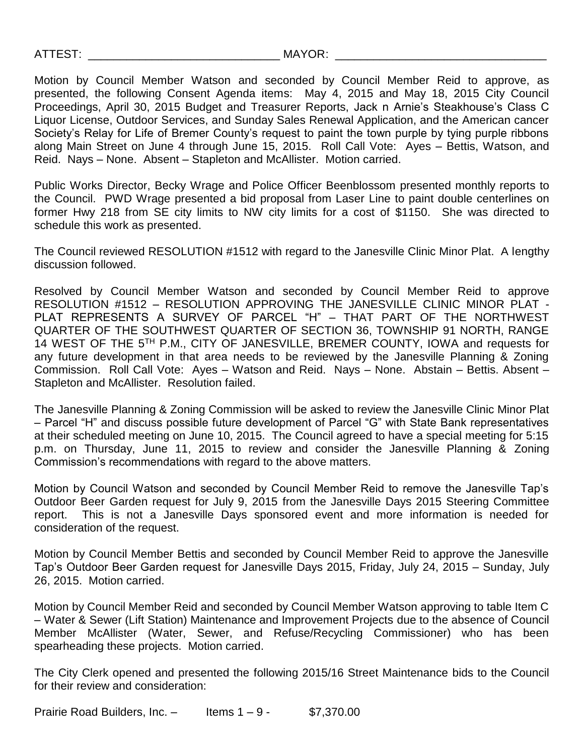ATTEST: _______________________________ MAYOR: __________________________________

Motion by Council Member Watson and seconded by Council Member Reid to approve, as presented, the following Consent Agenda items: May 4, 2015 and May 18, 2015 City Council Proceedings, April 30, 2015 Budget and Treasurer Reports, Jack n Arnie's Steakhouse's Class C Liquor License, Outdoor Services, and Sunday Sales Renewal Application, and the American cancer Society's Relay for Life of Bremer County's request to paint the town purple by tying purple ribbons along Main Street on June 4 through June 15, 2015. Roll Call Vote: Ayes – Bettis, Watson, and Reid. Nays – None. Absent – Stapleton and McAllister. Motion carried.

Public Works Director, Becky Wrage and Police Officer Beenblossom presented monthly reports to the Council. PWD Wrage presented a bid proposal from Laser Line to paint double centerlines on former Hwy 218 from SE city limits to NW city limits for a cost of $1150. She was directed to schedule this work as presented.

The Council reviewed RESOLUTION #1512 with regard to the Janesville Clinic Minor Plat. A lengthy discussion followed.

Resolved by Council Member Watson and seconded by Council Member Reid to approve RESOLUTION #1512 – RESOLUTION APPROVING THE JANESVILLE CLINIC MINOR PLAT - PLAT REPRESENTS A SURVEY OF PARCEL "H" – THAT PART OF THE NORTHWEST QUARTER OF THE SOUTHWEST QUARTER OF SECTION 36, TOWNSHIP 91 NORTH, RANGE 14 WEST OF THE 5TH P.M., CITY OF JANESVILLE, BREMER COUNTY, IOWA and requests for any future development in that area needs to be reviewed by the Janesville Planning & Zoning Commission. Roll Call Vote: Ayes – Watson and Reid. Nays – None. Abstain – Bettis. Absent – Stapleton and McAllister. Resolution failed.

The Janesville Planning & Zoning Commission will be asked to review the Janesville Clinic Minor Plat – Parcel "H" and discuss possible future development of Parcel "G" with State Bank representatives at their scheduled meeting on June 10, 2015. The Council agreed to have a special meeting for 5:15 p.m. on Thursday, June 11, 2015 to review and consider the Janesville Planning & Zoning Commission's recommendations with regard to the above matters.

Motion by Council Watson and seconded by Council Member Reid to remove the Janesville Tap's Outdoor Beer Garden request for July 9, 2015 from the Janesville Days 2015 Steering Committee report. This is not a Janesville Days sponsored event and more information is needed for consideration of the request.

Motion by Council Member Bettis and seconded by Council Member Reid to approve the Janesville Tap's Outdoor Beer Garden request for Janesville Days 2015, Friday, July 24, 2015 – Sunday, July 26, 2015. Motion carried.

Motion by Council Member Reid and seconded by Council Member Watson approving to table Item C – Water & Sewer (Lift Station) Maintenance and Improvement Projects due to the absence of Council Member McAllister (Water, Sewer, and Refuse/Recycling Commissioner) who has been spearheading these projects. Motion carried.

The City Clerk opened and presented the following 2015/16 Street Maintenance bids to the Council for their review and consideration:

Prairie Road Builders, Inc. – Items 1 – 9 - $7,370.00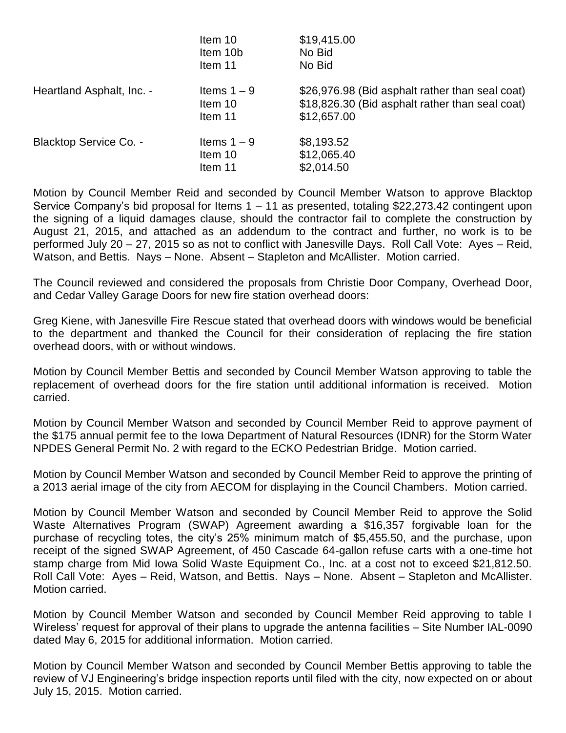| | | |
|---|---|---|
| | Item 10 | $19,415.00 |
| | Item 10b | No Bid |
| | Item 11 | No Bid |
| Heartland Asphalt, Inc. - | Items 1 – 9 | $26,976.98 (Bid asphalt rather than seal coat) |
| | Item 10 | $18,826.30 (Bid asphalt rather than seal coat) |
| | Item 11 | $12,657.00 |
| Blacktop Service Co. - | Items 1 – 9 | $8,193.52 |
| | Item 10 | $12,065.40 |
| | Item 11 | $2,014.50 |

Motion by Council Member Reid and seconded by Council Member Watson to approve Blacktop Service Company's bid proposal for Items 1 – 11 as presented, totaling $22,273.42 contingent upon the signing of a liquid damages clause, should the contractor fail to complete the construction by August 21, 2015, and attached as an addendum to the contract and further, no work is to be performed July 20 – 27, 2015 so as not to conflict with Janesville Days. Roll Call Vote: Ayes – Reid, Watson, and Bettis. Nays – None. Absent – Stapleton and McAllister. Motion carried.

The Council reviewed and considered the proposals from Christie Door Company, Overhead Door, and Cedar Valley Garage Doors for new fire station overhead doors:

Greg Kiene, with Janesville Fire Rescue stated that overhead doors with windows would be beneficial to the department and thanked the Council for their consideration of replacing the fire station overhead doors, with or without windows.

Motion by Council Member Bettis and seconded by Council Member Watson approving to table the replacement of overhead doors for the fire station until additional information is received. Motion carried.

Motion by Council Member Watson and seconded by Council Member Reid to approve payment of the $175 annual permit fee to the Iowa Department of Natural Resources (IDNR) for the Storm Water NPDES General Permit No. 2 with regard to the ECKO Pedestrian Bridge. Motion carried.

Motion by Council Member Watson and seconded by Council Member Reid to approve the printing of a 2013 aerial image of the city from AECOM for displaying in the Council Chambers. Motion carried.

Motion by Council Member Watson and seconded by Council Member Reid to approve the Solid Waste Alternatives Program (SWAP) Agreement awarding a $16,357 forgivable loan for the purchase of recycling totes, the city's 25% minimum match of $5,455.50, and the purchase, upon receipt of the signed SWAP Agreement, of 450 Cascade 64-gallon refuse carts with a one-time hot stamp charge from Mid Iowa Solid Waste Equipment Co., Inc. at a cost not to exceed $21,812.50. Roll Call Vote: Ayes – Reid, Watson, and Bettis. Nays – None. Absent – Stapleton and McAllister. Motion carried.

Motion by Council Member Watson and seconded by Council Member Reid approving to table I Wireless' request for approval of their plans to upgrade the antenna facilities – Site Number IAL-0090 dated May 6, 2015 for additional information. Motion carried.

Motion by Council Member Watson and seconded by Council Member Bettis approving to table the review of VJ Engineering's bridge inspection reports until filed with the city, now expected on or about July 15, 2015. Motion carried.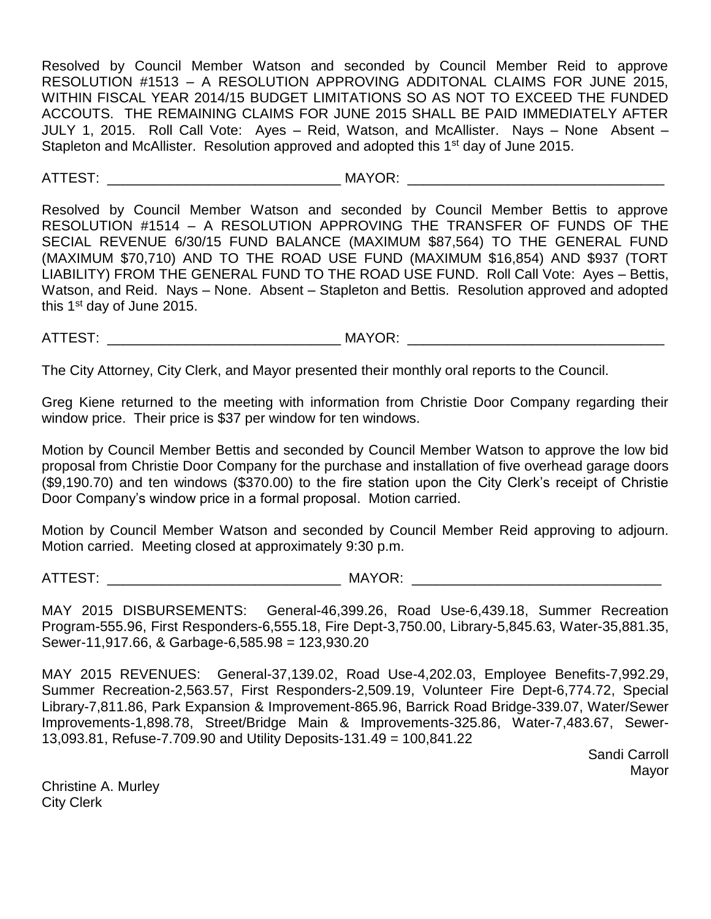Resolved by Council Member Watson and seconded by Council Member Reid to approve RESOLUTION #1513 – A RESOLUTION APPROVING ADDITONAL CLAIMS FOR JUNE 2015, WITHIN FISCAL YEAR 2014/15 BUDGET LIMITATIONS SO AS NOT TO EXCEED THE FUNDED ACCOUTS. THE REMAINING CLAIMS FOR JUNE 2015 SHALL BE PAID IMMEDIATELY AFTER JULY 1, 2015. Roll Call Vote: Ayes – Reid, Watson, and McAllister. Nays – None Absent – Stapleton and McAllister. Resolution approved and adopted this 1st day of June 2015.

ATTEST: ______________________________ MAYOR: ________________________________

Resolved by Council Member Watson and seconded by Council Member Bettis to approve RESOLUTION #1514 – A RESOLUTION APPROVING THE TRANSFER OF FUNDS OF THE SECIAL REVENUE 6/30/15 FUND BALANCE (MAXIMUM $87,564) TO THE GENERAL FUND (MAXIMUM $70,710) AND TO THE ROAD USE FUND (MAXIMUM $16,854) AND $937 (TORT LIABILITY) FROM THE GENERAL FUND TO THE ROAD USE FUND. Roll Call Vote: Ayes – Bettis, Watson, and Reid. Nays – None. Absent – Stapleton and Bettis. Resolution approved and adopted this 1st day of June 2015.

ATTEST: ______________________________ MAYOR: ________________________________

The City Attorney, City Clerk, and Mayor presented their monthly oral reports to the Council.

Greg Kiene returned to the meeting with information from Christie Door Company regarding their window price. Their price is $37 per window for ten windows.

Motion by Council Member Bettis and seconded by Council Member Watson to approve the low bid proposal from Christie Door Company for the purchase and installation of five overhead garage doors ($9,190.70) and ten windows ($370.00) to the fire station upon the City Clerk's receipt of Christie Door Company's window price in a formal proposal. Motion carried.

Motion by Council Member Watson and seconded by Council Member Reid approving to adjourn. Motion carried. Meeting closed at approximately 9:30 p.m.

ATTEST: ______________________________ MAYOR: ________________________________

MAY 2015 DISBURSEMENTS: General-46,399.26, Road Use-6,439.18, Summer Recreation Program-555.96, First Responders-6,555.18, Fire Dept-3,750.00, Library-5,845.63, Water-35,881.35, Sewer-11,917.66, & Garbage-6,585.98 = 123,930.20

MAY 2015 REVENUES: General-37,139.02, Road Use-4,202.03, Employee Benefits-7,992.29, Summer Recreation-2,563.57, First Responders-2,509.19, Volunteer Fire Dept-6,774.72, Special Library-7,811.86, Park Expansion & Improvement-865.96, Barrick Road Bridge-339.07, Water/Sewer Improvements-1,898.78, Street/Bridge Main & Improvements-325.86, Water-7,483.67, Sewer-13,093.81, Refuse-7.709.90 and Utility Deposits-131.49 = 100,841.22

Sandi Carroll
Mayor

Christine A. Murley
City Clerk